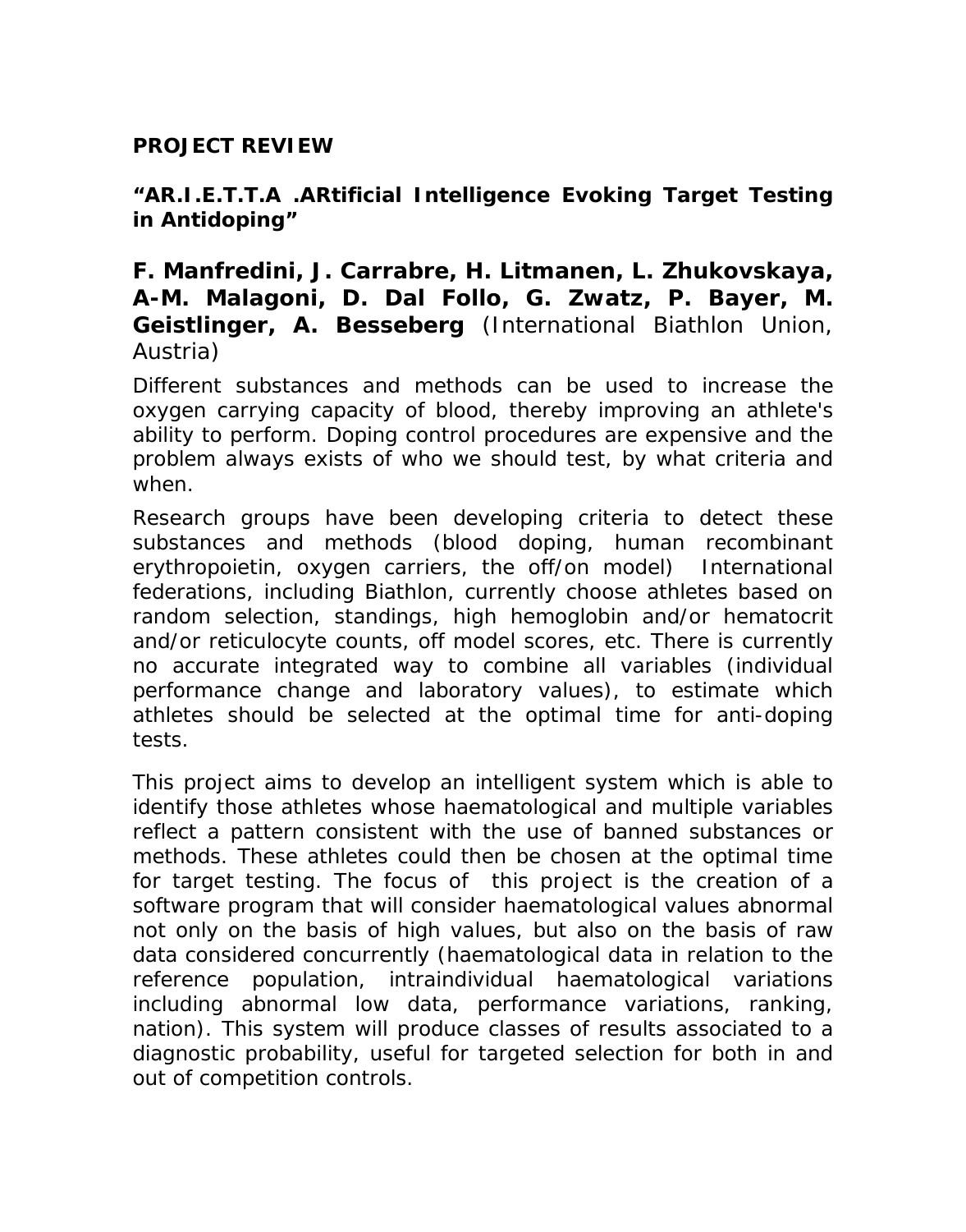**PROJECT REVIEW**

**"AR.I.E.T.T.A .ARtificial Intelligence Evoking Target Testing in Antidoping"**

**F. Manfredini, J. Carrabre, H. Litmanen, L. Zhukovskaya, A-M. Malagoni, D. Dal Follo, G. Zwatz, P. Bayer, M. Geistlinger, A. Besseberg** (International Biathlon Union, Austria)

Different substances and methods can be used to increase the oxygen carrying capacity of blood, thereby improving an athlete's ability to perform. Doping control procedures are expensive and the problem always exists of who we should test, by what criteria and when.

Research groups have been developing criteria to detect these substances and methods (blood doping, human recombinant erythropoietin, oxygen carriers, the off/on model) International federations, including Biathlon, currently choose athletes based on random selection, standings, high hemoglobin and/or hematocrit and/or reticulocyte counts, off model scores, etc. There is currently no accurate integrated way to combine all variables (individual performance change and laboratory values), to estimate which athletes should be selected at the optimal time for anti-doping tests.

This project aims to develop an intelligent system which is able to identify those athletes whose haematological and multiple variables reflect a pattern consistent with the use of banned substances or methods. These athletes could then be chosen at the optimal time for target testing. The focus of this project is the creation of a software program that will consider haematological values abnormal not only on the basis of high values, but also on the basis of raw data considered concurrently (haematological data in relation to the reference population, intraindividual haematological variations including abnormal low data, performance variations, ranking, nation). This system will produce classes of results associated to a diagnostic probability, useful for targeted selection for both in and out of competition controls.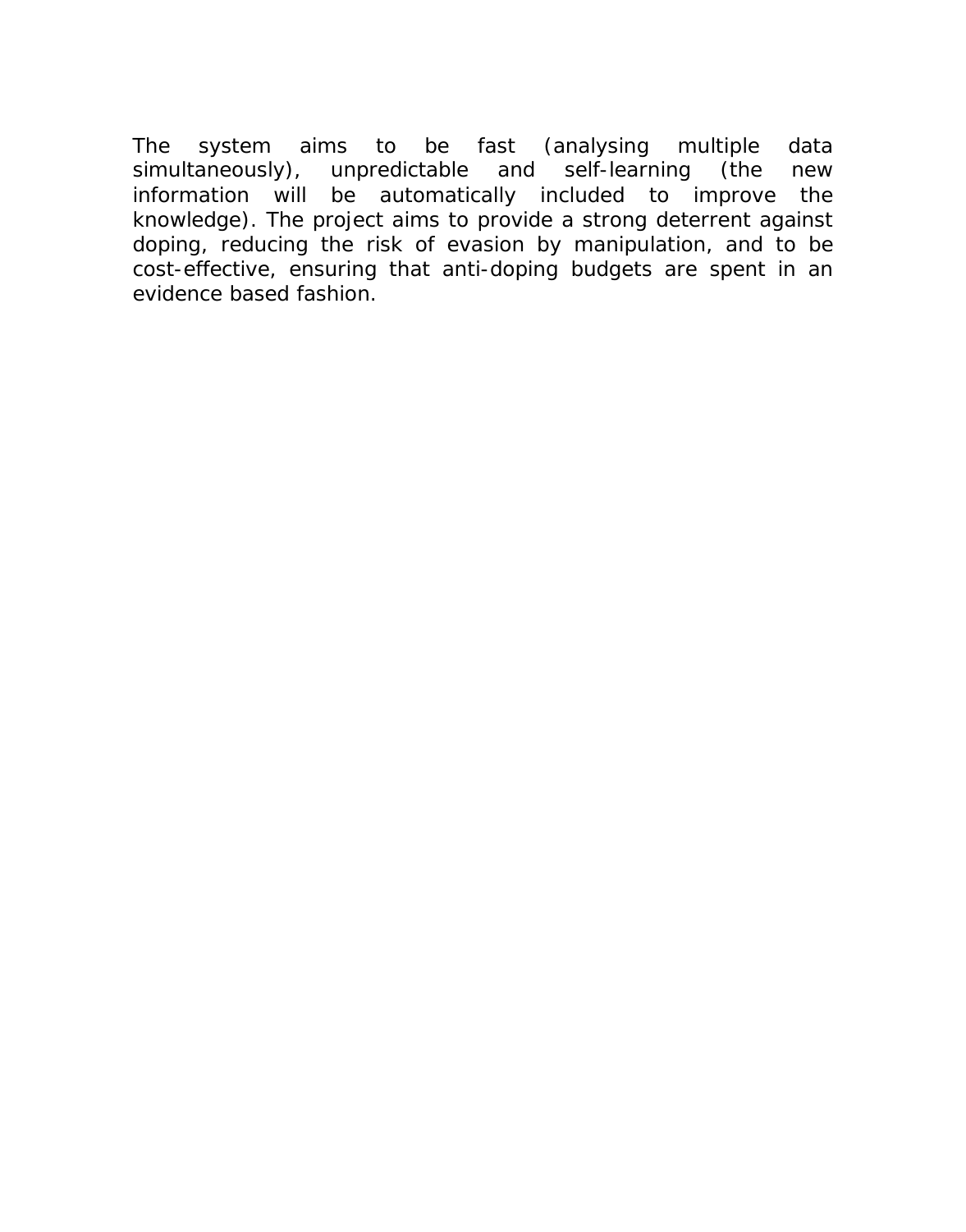The system aims to be fast (analysing multiple data simultaneously), unpredictable and self-learning (the new information will be automatically included to improve the knowledge). The project aims to provide a strong deterrent against doping, reducing the risk of evasion by manipulation, and to be cost-effective, ensuring that anti-doping budgets are spent in an evidence based fashion.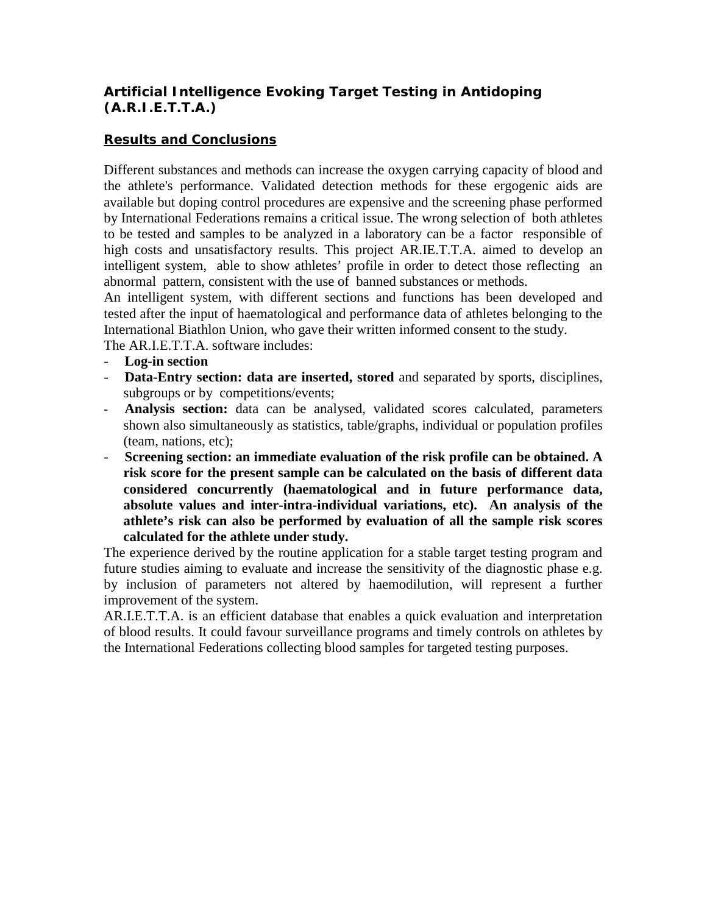## Artificial Intelligence Evoking Target Testing in Antidoping (A.R.I.E.T.T.A.)

### Results and Conclusions

Different substances and methods can increase the oxygen carrying capacity of blood and the athlete's performance. Validated detection methods for these ergogenic aids are available but doping control procedures are expensive and the screening phase performed by International Federations remains a critical issue. The wrong selection of both athletes to be tested and samples to be analyzed in a laboratory can be a factor responsible of high costs and unsatisfactory results. This project AR.IE.T.T.A. aimed to develop an intelligent system, able to show athletes' profile in order to detect those reflecting an abnormal pattern, consistent with the use of banned substances or methods.

An intelligent system, with different sections and functions has been developed and tested after the input of haematological and performance data of athletes belonging to the International Biathlon Union, who gave their written informed consent to the study.

The AR.I.E.T.T.A. software includes:

- **Log-in section**
- **Data-Entry section: data are inserted, stored** and separated by sports, disciplines, subgroups or by competitions/events;
- **Analysis section:** data can be analysed, validated scores calculated, parameters shown also simultaneously as statistics, table/graphs, individual or population profiles (team, nations, etc);
- **Screening section: an immediate evaluation of the risk profile can be obtained. A risk score for the present sample can be calculated on the basis of different data considered concurrently (haematological and in future performance data, absolute values and inter-intra-individual variations, etc). An analysis of the athlete's risk can also be performed by evaluation of all the sample risk scores calculated for the athlete under study.**

The experience derived by the routine application for a stable target testing program and future studies aiming to evaluate and increase the sensitivity of the diagnostic phase e.g. by inclusion of parameters not altered by haemodilution, will represent a further improvement of the system.

AR.I.E.T.T.A. is an efficient database that enables a quick evaluation and interpretation of blood results. It could favour surveillance programs and timely controls on athletes by the International Federations collecting blood samples for targeted testing purposes.